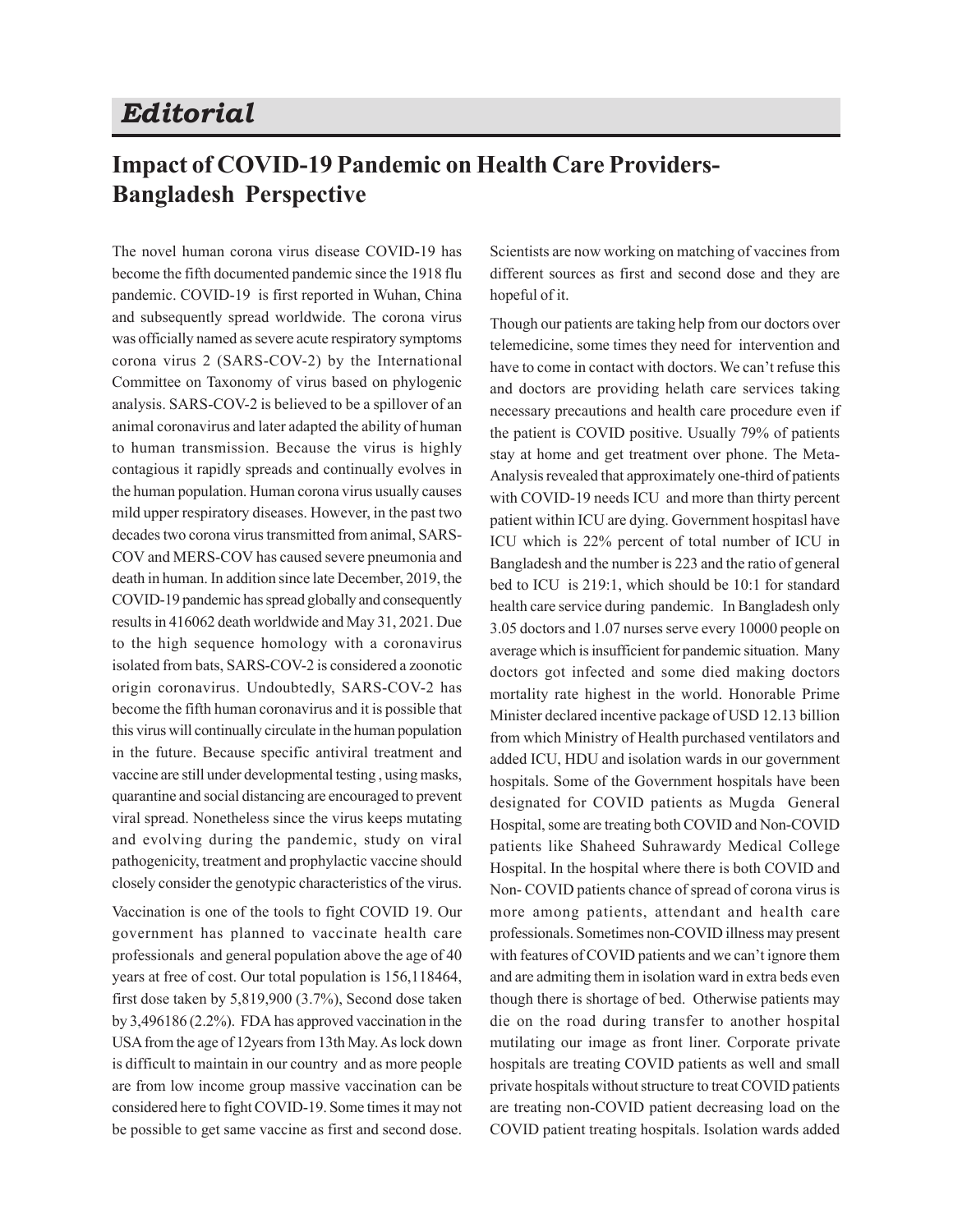# *Editorial*

## Impact of COVID-19 Pandemic on Health Care Providers-Bangladesh Perspective

The novel human corona virus disease COVID-19 has become the fifth documented pandemic since the 1918 flu pandemic. COVID-19 is first reported in Wuhan, China and subsequently spread worldwide. The corona virus was officially named as severe acute respiratory symptoms corona virus 2 (SARS-COV-2) by the International Committee on Taxonomy of virus based on phylogenic analysis. SARS-COV-2 is believed to be a spillover of an animal coronavirus and later adapted the ability of human to human transmission. Because the virus is highly contagious it rapidly spreads and continually evolves in the human population. Human corona virus usually causes mild upper respiratory diseases. However, in the past two decades two corona virus transmitted from animal, SARS-COV and MERS-COV has caused severe pneumonia and death in human. In addition since late December, 2019, the COVID-19 pandemic has spread globally and consequently results in 416062 death worldwide and May 31, 2021. Due to the high sequence homology with a coronavirus isolated from bats, SARS-COV-2 is considered a zoonotic origin coronavirus. Undoubtedly, SARS-COV-2 has become the fifth human coronavirus and it is possible that this virus will continually circulate in the human population in the future. Because specific antiviral treatment and vaccine are still under developmental testing , using masks, quarantine and social distancing are encouraged to prevent viral spread. Nonetheless since the virus keeps mutating and evolving during the pandemic, study on viral pathogenicity, treatment and prophylactic vaccine should closely consider the genotypic characteristics of the virus.

Vaccination is one of the tools to fight COVID 19. Our government has planned to vaccinate health care professionals and general population above the age of 40 years at free of cost. Our total population is 156,118464, first dose taken by 5,819,900 (3.7%), Second dose taken by 3,496186 (2.2%). FDA has approved vaccination in the USA from the age of 12years from 13th May. As lock down is difficult to maintain in our country and as more people are from low income group massive vaccination can be considered here to fight COVID-19. Some times it may not be possible to get same vaccine as first and second dose. Scientists are now working on matching of vaccines from different sources as first and second dose and they are hopeful of it.

Though our patients are taking help from our doctors over telemedicine, some times they need for intervention and have to come in contact with doctors. We can't refuse this and doctors are providing helath care services taking necessary precautions and health care procedure even if the patient is COVID positive. Usually 79% of patients stay at home and get treatment over phone. The Meta-Analysis revealed that approximately one-third of patients with COVID-19 needs ICU and more than thirty percent patient within ICU are dying. Government hospitasl have ICU which is 22% percent of total number of ICU in Bangladesh and the number is 223 and the ratio of general bed to ICU is 219:1, which should be 10:1 for standard health care service during pandemic. In Bangladesh only 3.05 doctors and 1.07 nurses serve every 10000 people on average which is insufficient for pandemic situation. Many doctors got infected and some died making doctors mortality rate highest in the world. Honorable Prime Minister declared incentive package of USD 12.13 billion from which Ministry of Health purchased ventilators and added ICU, HDU and isolation wards in our government hospitals. Some of the Government hospitals have been designated for COVID patients as Mugda General Hospital, some are treating both COVID and Non-COVID patients like Shaheed Suhrawardy Medical College Hospital. In the hospital where there is both COVID and Non- COVID patients chance of spread of corona virus is more among patients, attendant and health care professionals. Sometimes non-COVID illness may present with features of COVID patients and we can't ignore them and are admiting them in isolation ward in extra beds even though there is shortage of bed. Otherwise patients may die on the road during transfer to another hospital mutilating our image as front liner. Corporate private hospitals are treating COVID patients as well and small private hospitals without structure to treat COVID patients are treating non-COVID patient decreasing load on the COVID patient treating hospitals. Isolation wards added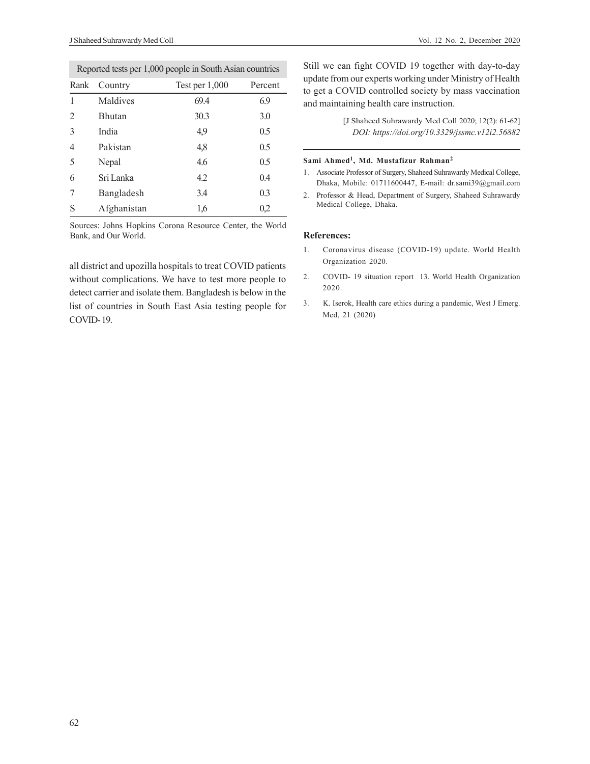Reported tests per 1,000 people in South Asian countries

| Rank | Country | Test per 1,000 | Percent |
|---|---|---|---|
| 1 | Maldives | 69.4 | 6.9 |
| 2 | Bhutan | 30.3 | 3.0 |
| 3 | India | 4,9 | 0.5 |
| 4 | Pakistan | 4,8 | 0.5 |
| 5 | Nepal | 4.6 | 0.5 |
| 6 | Sri Lanka | 4.2 | 0.4 |
| 7 | Bangladesh | 3.4 | 0.3 |
| S | Afghanistan | 1,6 | 0,2 |

Sources: Johns Hopkins Corona Resource Center, the World Bank, and Our World.

all district and upozilla hospitals to treat COVID patients without complications. We have to test more people to detect carrier and isolate them. Bangladesh is below in the list of countries in South East Asia testing people for COVID-19.

Still we can fight COVID 19 together with day-to-day update from our experts working under Ministry of Health to get a COVID controlled society by mass vaccination and maintaining health care instruction.

[J Shaheed Suhrawardy Med Coll 2020; 12(2): 61-62]
*DOI: https://doi.org/10.3329/jssmc.v12i2.56882*

**Sami Ahmed[1], Md. Mustafizur Rahman[2]**

1. Associate Professor of Surgery, Shaheed Suhrawardy Medical College, Dhaka, Mobile: 01711600447, E-mail: dr.sami39@gmail.com
2. Professor & Head, Department of Surgery, Shaheed Suhrawardy Medical College, Dhaka.

### References:

1. Coronavirus disease (COVID-19) update. World Health Organization 2020.
2. COVID- 19 situation report 13. World Health Organization 2020.
3. K. Iserok, Health care ethics during a pandemic, West J Emerg. Med, 21 (2020)